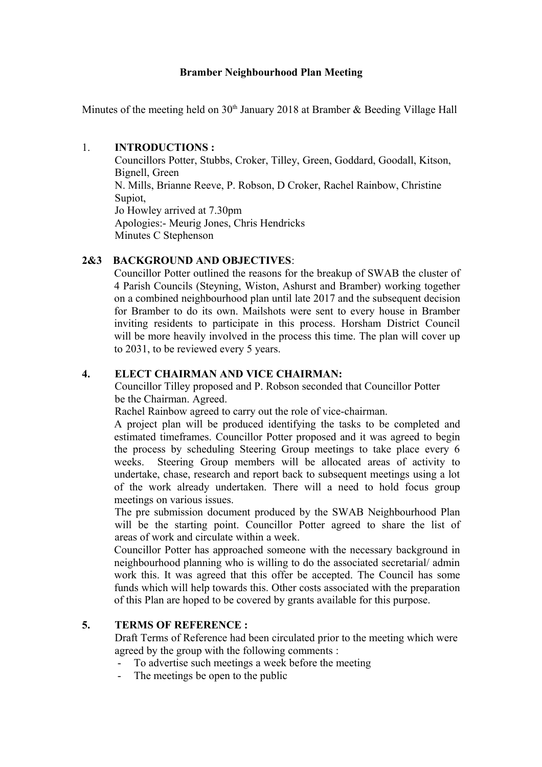**Bramber Neighbourhood Plan Meeting**

Minutes of the meeting held on 30th January 2018 at Bramber & Beeding Village Hall

1. **INTRODUCTIONS :**
   Councillors Potter, Stubbs, Croker, Tilley, Green, Goddard, Goodall, Kitson, Bignell, Green
   N. Mills, Brianne Reeve, P. Robson, D Croker, Rachel Rainbow, Christine Supiot,
   Jo Howley arrived at 7.30pm
   Apologies:- Meurig Jones, Chris Hendricks
   Minutes C Stephenson

**2&3 BACKGROUND AND OBJECTIVES**:
Councillor Potter outlined the reasons for the breakup of SWAB the cluster of 4 Parish Councils (Steyning, Wiston, Ashurst and Bramber) working together on a combined neighbourhood plan until late 2017 and the subsequent decision for Bramber to do its own. Mailshots were sent to every house in Bramber inviting residents to participate in this process. Horsham District Council will be more heavily involved in the process this time. The plan will cover up to 2031, to be reviewed every 5 years.

**4. ELECT CHAIRMAN AND VICE CHAIRMAN:**
Councillor Tilley proposed and P. Robson seconded that Councillor Potter be the Chairman. Agreed.
Rachel Rainbow agreed to carry out the role of vice-chairman.
A project plan will be produced identifying the tasks to be completed and estimated timeframes. Councillor Potter proposed and it was agreed to begin the process by scheduling Steering Group meetings to take place every 6 weeks. Steering Group members will be allocated areas of activity to undertake, chase, research and report back to subsequent meetings using a lot of the work already undertaken. There will a need to hold focus group meetings on various issues.
The pre submission document produced by the SWAB Neighbourhood Plan will be the starting point. Councillor Potter agreed to share the list of areas of work and circulate within a week.
Councillor Potter has approached someone with the necessary background in neighbourhood planning who is willing to do the associated secretarial/ admin work this. It was agreed that this offer be accepted. The Council has some funds which will help towards this. Other costs associated with the preparation of this Plan are hoped to be covered by grants available for this purpose.

**5. TERMS OF REFERENCE :**
Draft Terms of Reference had been circulated prior to the meeting which were agreed by the group with the following comments :

- To advertise such meetings a week before the meeting
- The meetings be open to the public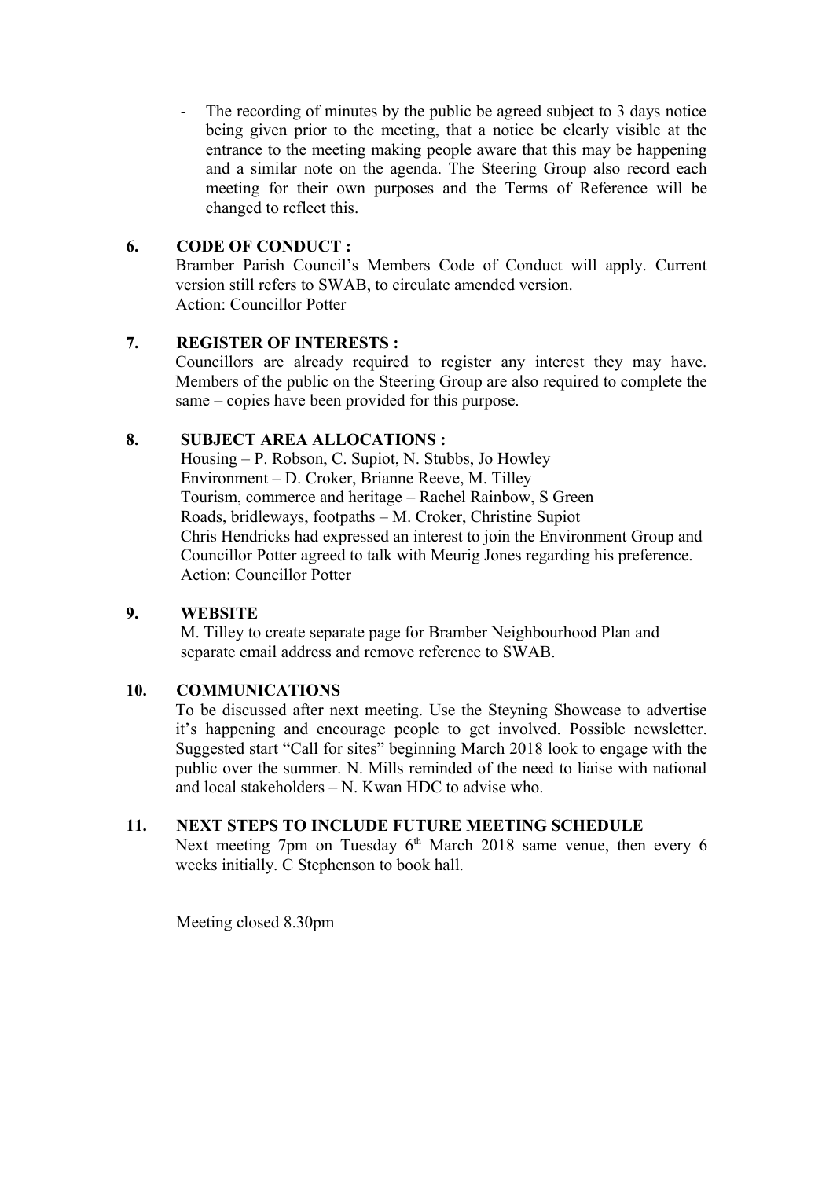- The recording of minutes by the public be agreed subject to 3 days notice being given prior to the meeting, that a notice be clearly visible at the entrance to the meeting making people aware that this may be happening and a similar note on the agenda. The Steering Group also record each meeting for their own purposes and the Terms of Reference will be changed to reflect this.

**6. CODE OF CONDUCT :**

Bramber Parish Council's Members Code of Conduct will apply. Current version still refers to SWAB, to circulate amended version.
Action: Councillor Potter

**7. REGISTER OF INTERESTS :**

Councillors are already required to register any interest they may have. Members of the public on the Steering Group are also required to complete the same – copies have been provided for this purpose.

**8. SUBJECT AREA ALLOCATIONS :**

Housing – P. Robson, C. Supiot, N. Stubbs, Jo Howley
Environment – D. Croker, Brianne Reeve, M. Tilley
Tourism, commerce and heritage – Rachel Rainbow, S Green
Roads, bridleways, footpaths – M. Croker, Christine Supiot
Chris Hendricks had expressed an interest to join the Environment Group and Councillor Potter agreed to talk with Meurig Jones regarding his preference.
Action: Councillor Potter

**9. WEBSITE**

M. Tilley to create separate page for Bramber Neighbourhood Plan and separate email address and remove reference to SWAB.

**10. COMMUNICATIONS**

To be discussed after next meeting. Use the Steyning Showcase to advertise it's happening and encourage people to get involved. Possible newsletter. Suggested start "Call for sites" beginning March 2018 look to engage with the public over the summer. N. Mills reminded of the need to liaise with national and local stakeholders – N. Kwan HDC to advise who.

**11. NEXT STEPS TO INCLUDE FUTURE MEETING SCHEDULE**

Next meeting 7pm on Tuesday 6th March 2018 same venue, then every 6 weeks initially. C Stephenson to book hall.

Meeting closed 8.30pm